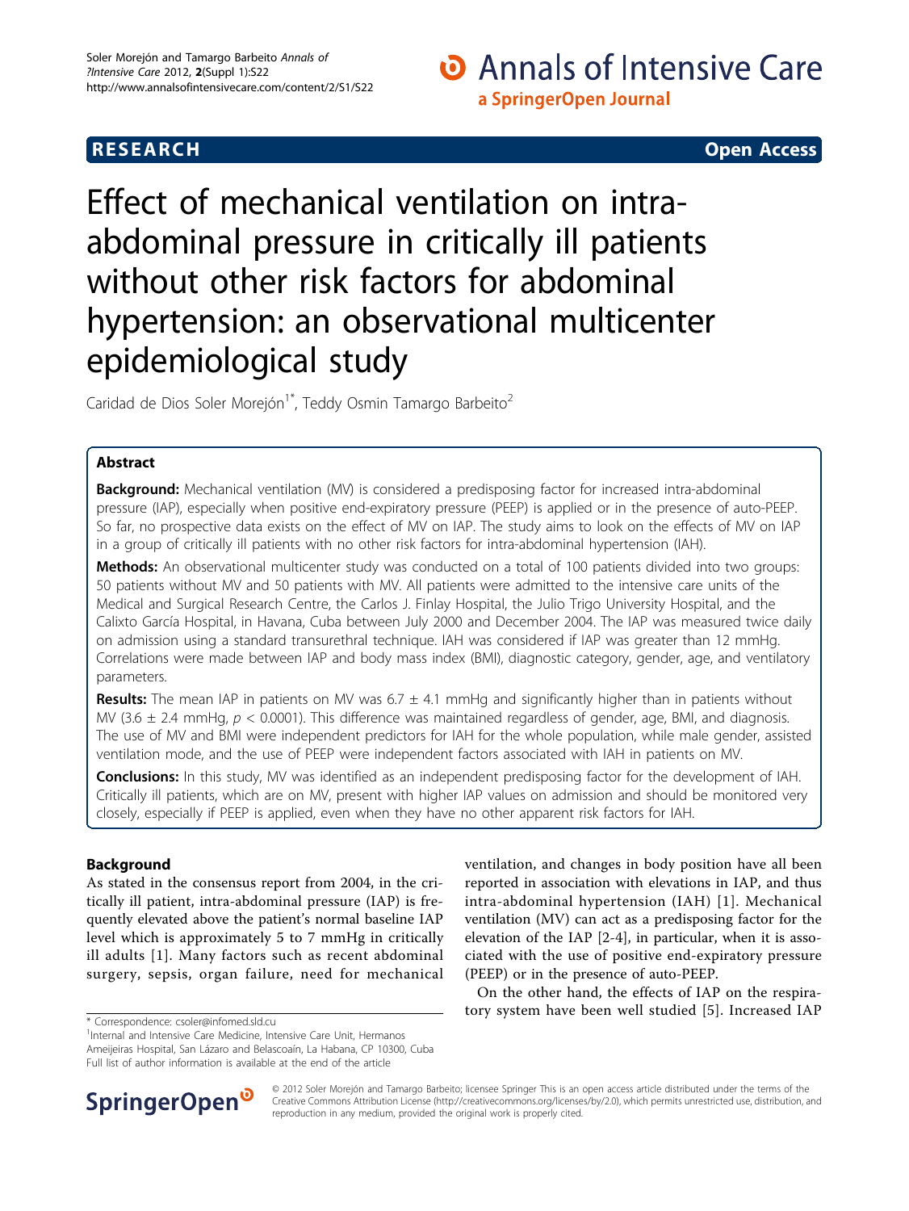**RESEARCH** **Open Access**

# Effect of mechanical ventilation on intra-abdominal pressure in critically ill patients without other risk factors for abdominal hypertension: an observational multicenter epidemiological study

Caridad de Dios Soler Morejón[1*], Teddy Osmin Tamargo Barbeito[2]

## Abstract

**Background:** Mechanical ventilation (MV) is considered a predisposing factor for increased intra-abdominal pressure (IAP), especially when positive end-expiratory pressure (PEEP) is applied or in the presence of auto-PEEP. So far, no prospective data exists on the effect of MV on IAP. The study aims to look on the effects of MV on IAP in a group of critically ill patients with no other risk factors for intra-abdominal hypertension (IAH).

**Methods:** An observational multicenter study was conducted on a total of 100 patients divided into two groups: 50 patients without MV and 50 patients with MV. All patients were admitted to the intensive care units of the Medical and Surgical Research Centre, the Carlos J. Finlay Hospital, the Julio Trigo University Hospital, and the Calixto García Hospital, in Havana, Cuba between July 2000 and December 2004. The IAP was measured twice daily on admission using a standard transurethral technique. IAH was considered if IAP was greater than 12 mmHg. Correlations were made between IAP and body mass index (BMI), diagnostic category, gender, age, and ventilatory parameters.

**Results:** The mean IAP in patients on MV was 6.7 ± 4.1 mmHg and significantly higher than in patients without MV (3.6 ± 2.4 mmHg, $p < 0.0001$). This difference was maintained regardless of gender, age, BMI, and diagnosis. The use of MV and BMI were independent predictors for IAH for the whole population, while male gender, assisted ventilation mode, and the use of PEEP were independent factors associated with IAH in patients on MV.

**Conclusions:** In this study, MV was identified as an independent predisposing factor for the development of IAH. Critically ill patients, which are on MV, present with higher IAP values on admission and should be monitored very closely, especially if PEEP is applied, even when they have no other apparent risk factors for IAH.

## Background

As stated in the consensus report from 2004, in the critically ill patient, intra-abdominal pressure (IAP) is frequently elevated above the patient's normal baseline IAP level which is approximately 5 to 7 mmHg in critically ill adults [1]. Many factors such as recent abdominal surgery, sepsis, organ failure, need for mechanical ventilation, and changes in body position have all been reported in association with elevations in IAP, and thus intra-abdominal hypertension (IAH) [1]. Mechanical ventilation (MV) can act as a predisposing factor for the elevation of the IAP [2-4], in particular, when it is associated with the use of positive end-expiratory pressure (PEEP) or in the presence of auto-PEEP.

On the other hand, the effects of IAP on the respiratory system have been well studied [5]. Increased IAP

\* Correspondence: csoler@infomed.sld.cu

[1]Internal and Intensive Care Medicine, Intensive Care Unit, Hermanos Ameijeiras Hospital, San Lázaro and Belascoaín, La Habana, CP 10300, Cuba

Full list of author information is available at the end of the article

© 2012 Soler Morejón and Tamargo Barbeito; licensee Springer This is an open access article distributed under the terms of the Creative Commons Attribution License (http://creativecommons.org/licenses/by/2.0), which permits unrestricted use, distribution, and reproduction in any medium, provided the original work is properly cited.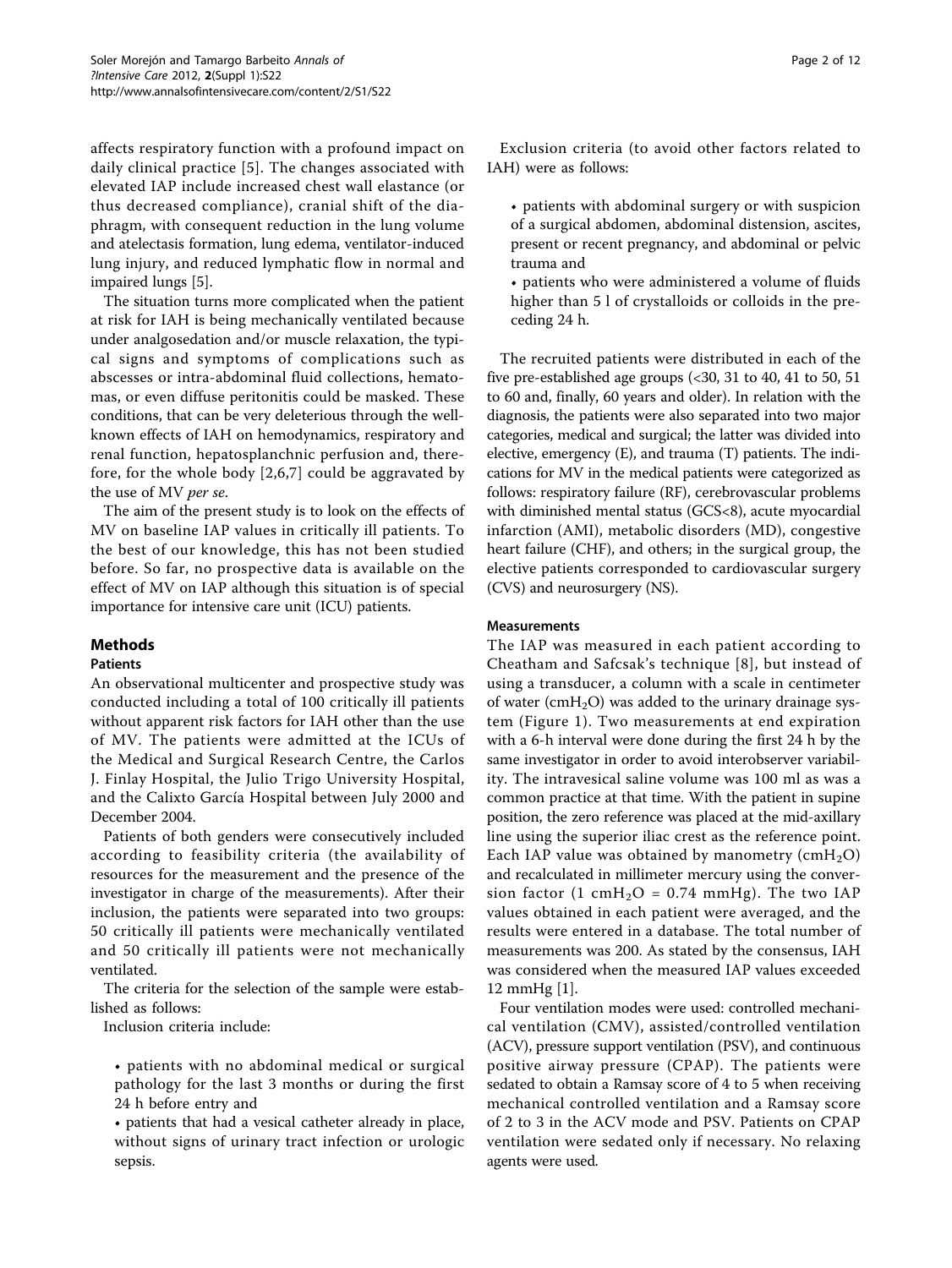affects respiratory function with a profound impact on daily clinical practice [5]. The changes associated with elevated IAP include increased chest wall elastance (or thus decreased compliance), cranial shift of the diaphragm, with consequent reduction in the lung volume and atelectasis formation, lung edema, ventilator-induced lung injury, and reduced lymphatic flow in normal and impaired lungs [5].

The situation turns more complicated when the patient at risk for IAH is being mechanically ventilated because under analgosedation and/or muscle relaxation, the typical signs and symptoms of complications such as abscesses or intra-abdominal fluid collections, hematomas, or even diffuse peritonitis could be masked. These conditions, that can be very deleterious through the well-known effects of IAH on hemodynamics, respiratory and renal function, hepatosplanchnic perfusion and, therefore, for the whole body [2,6,7] could be aggravated by the use of MV *per se*.

The aim of the present study is to look on the effects of MV on baseline IAP values in critically ill patients. To the best of our knowledge, this has not been studied before. So far, no prospective data is available on the effect of MV on IAP although this situation is of special importance for intensive care unit (ICU) patients.

## Methods

### Patients

An observational multicenter and prospective study was conducted including a total of 100 critically ill patients without apparent risk factors for IAH other than the use of MV. The patients were admitted at the ICUs of the Medical and Surgical Research Centre, the Carlos J. Finlay Hospital, the Julio Trigo University Hospital, and the Calixto García Hospital between July 2000 and December 2004.

Patients of both genders were consecutively included according to feasibility criteria (the availability of resources for the measurement and the presence of the investigator in charge of the measurements). After their inclusion, the patients were separated into two groups: 50 critically ill patients were mechanically ventilated and 50 critically ill patients were not mechanically ventilated.

The criteria for the selection of the sample were established as follows:

Inclusion criteria include:

- patients with no abdominal medical or surgical pathology for the last 3 months or during the first 24 h before entry and
- patients that had a vesical catheter already in place, without signs of urinary tract infection or urologic sepsis.

Exclusion criteria (to avoid other factors related to IAH) were as follows:

- patients with abdominal surgery or with suspicion of a surgical abdomen, abdominal distension, ascites, present or recent pregnancy, and abdominal or pelvic trauma and
- patients who were administered a volume of fluids higher than 5 l of crystalloids or colloids in the preceding 24 h.

The recruited patients were distributed in each of the five pre-established age groups (<30, 31 to 40, 41 to 50, 51 to 60 and, finally, 60 years and older). In relation with the diagnosis, the patients were also separated into two major categories, medical and surgical; the latter was divided into elective, emergency (E), and trauma (T) patients. The indications for MV in the medical patients were categorized as follows: respiratory failure (RF), cerebrovascular problems with diminished mental status (GCS<8), acute myocardial infarction (AMI), metabolic disorders (MD), congestive heart failure (CHF), and others; in the surgical group, the elective patients corresponded to cardiovascular surgery (CVS) and neurosurgery (NS).

### Measurements

The IAP was measured in each patient according to Cheatham and Safcsak's technique [8], but instead of using a transducer, a column with a scale in centimeter of water ($cmH_2O$) was added to the urinary drainage system (Figure 1). Two measurements at end expiration with a 6-h interval were done during the first 24 h by the same investigator in order to avoid interobserver variability. The intravesical saline volume was 100 ml as was a common practice at that time. With the patient in supine position, the zero reference was placed at the mid-axillary line using the superior iliac crest as the reference point. Each IAP value was obtained by manometry ($cmH_2O$) and recalculated in millimeter mercury using the conversion factor (1 $cmH_2O$ = 0.74 mmHg). The two IAP values obtained in each patient were averaged, and the results were entered in a database. The total number of measurements was 200. As stated by the consensus, IAH was considered when the measured IAP values exceeded 12 mmHg [1].

Four ventilation modes were used: controlled mechanical ventilation (CMV), assisted/controlled ventilation (ACV), pressure support ventilation (PSV), and continuous positive airway pressure (CPAP). The patients were sedated to obtain a Ramsay score of 4 to 5 when receiving mechanical controlled ventilation and a Ramsay score of 2 to 3 in the ACV mode and PSV. Patients on CPAP ventilation were sedated only if necessary. No relaxing agents were used.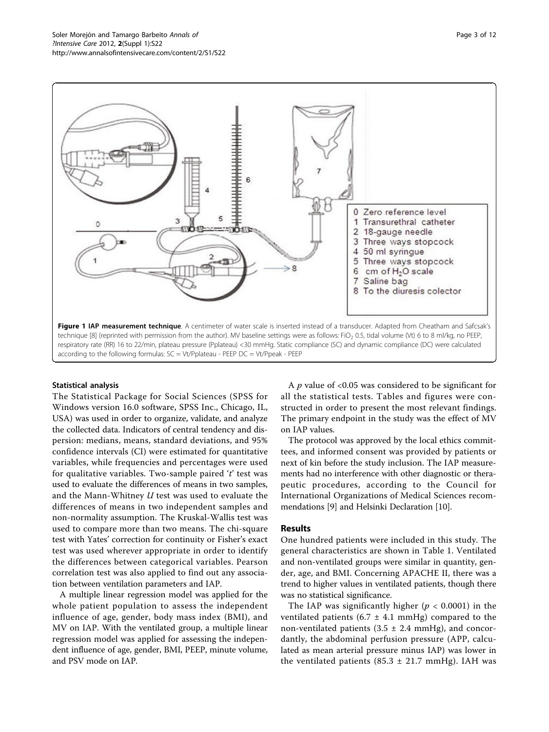**Figure 1 IAP measurement technique**. A centimeter of water scale is inserted instead of a transducer. Adapted from Cheatham and Safcsak's technique [8] (reprinted with permission from the author). MV baseline settings were as follows: $FiO_2$ 0.5, tidal volume (Vt) 6 to 8 ml/kg, no PEEP, respiratory rate (RR) 16 to 22/min, plateau pressure (Pplateau) <30 mmHg. Static compliance (SC) and dynamic compliance (DC) were calculated according to the following formulas: SC = Vt/Pplateau - PEEP DC = Vt/Ppeak - PEEP

### Statistical analysis

The Statistical Package for Social Sciences (SPSS for Windows version 16.0 software, SPSS Inc., Chicago, IL, USA) was used in order to organize, validate, and analyze the collected data. Indicators of central tendency and dispersion: medians, means, standard deviations, and 95% confidence intervals (CI) were estimated for quantitative variables, while frequencies and percentages were used for qualitative variables. Two-sample paired '*t*' test was used to evaluate the differences of means in two samples, and the Mann-Whitney *U* test was used to evaluate the differences of means in two independent samples and non-normality assumption. The Kruskal-Wallis test was used to compare more than two means. The chi-square test with Yates' correction for continuity or Fisher's exact test was used wherever appropriate in order to identify the differences between categorical variables. Pearson correlation test was also applied to find out any association between ventilation parameters and IAP.

A multiple linear regression model was applied for the whole patient population to assess the independent influence of age, gender, body mass index (BMI), and MV on IAP. With the ventilated group, a multiple linear regression model was applied for assessing the independent influence of age, gender, BMI, PEEP, minute volume, and PSV mode on IAP.

A $p$ value of <0.05 was considered to be significant for all the statistical tests. Tables and figures were constructed in order to present the most relevant findings. The primary endpoint in the study was the effect of MV on IAP values.

The protocol was approved by the local ethics committees, and informed consent was provided by patients or next of kin before the study inclusion. The IAP measurements had no interference with other diagnostic or therapeutic procedures, according to the Council for International Organizations of Medical Sciences recommendations [9] and Helsinki Declaration [10].

## Results

One hundred patients were included in this study. The general characteristics are shown in Table 1. Ventilated and non-ventilated groups were similar in quantity, gender, age, and BMI. Concerning APACHE II, there was a trend to higher values in ventilated patients, though there was no statistical significance.

The IAP was significantly higher ($p < 0.0001$) in the ventilated patients ($6.7 \pm 4.1$ mmHg) compared to the non-ventilated patients ($3.5 \pm 2.4$ mmHg), and concordantly, the abdominal perfusion pressure (APP, calculated as mean arterial pressure minus IAP) was lower in the ventilated patients ($85.3 \pm 21.7$ mmHg). IAH was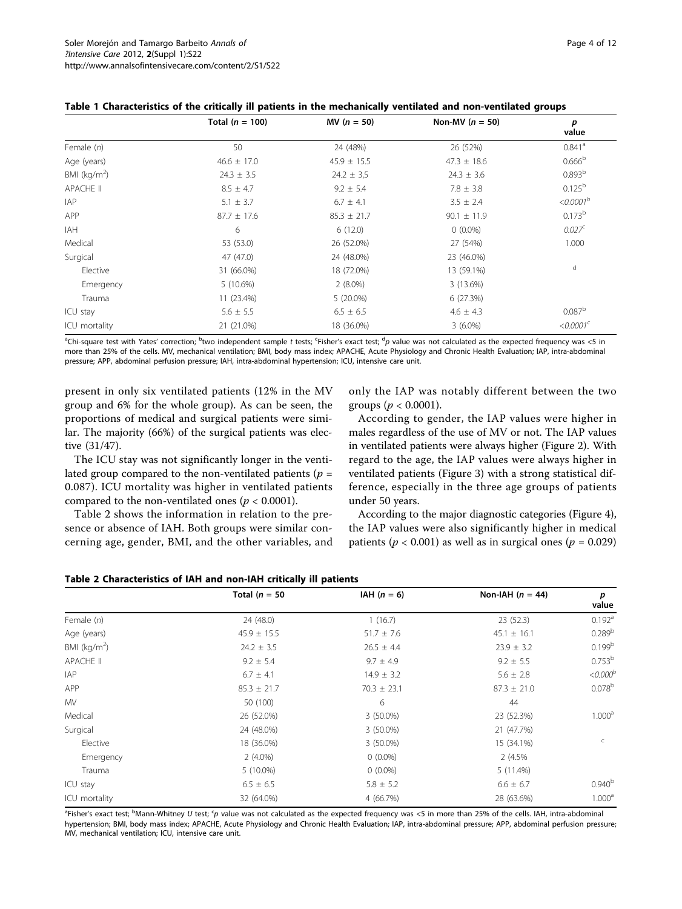**Table 1 Characteristics of the critically ill patients in the mechanically ventilated and non-ventilated groups**

| | Total ($n$ = 100) | MV ($n$ = 50) | Non-MV ($n$ = 50) | *p* value |
|---|---|---|---|---|
| Female ($n$) | 50 | 24 (48%) | 26 (52%) | 0.841[a] |
| Age (years) | 46.6 ± 17.0 | 45.9 ± 15.5 | 47.3 ± 18.6 | 0.666[b] |
| BMI (kg/m$^2$) | 24.3 ± 3.5 | 24.2 ± 3,5 | 24.3 ± 3.6 | 0.893[b] |
| APACHE II | 8.5 ± 4.7 | 9.2 ± 5.4 | 7.8 ± 3.8 | 0.125[b] |
| IAP | 5.1 ± 3.7 | 6.7 ± 4.1 | 3.5 ± 2.4 | *<0.0001*[b] |
| APP | 87.7 ± 17.6 | 85.3 ± 21.7 | 90.1 ± 11.9 | 0.173[b] |
| IAH | 6 | 6 (12.0) | 0 (0.0%) | *0.027*[c] |
| Medical | 53 (53.0) | 26 (52.0%) | 27 (54%) | 1.000 |
| Surgical | 47 (47.0) | 24 (48.0%) | 23 (46.0%) | |
| Elective | 31 (66.0%) | 18 (72.0%) | 13 (59.1%) | d |
| Emergency | 5 (10.6%) | 2 (8.0%) | 3 (13.6%) | |
| Trauma | 11 (23.4%) | 5 (20.0%) | 6 (27.3%) | |
| ICU stay | 5.6 ± 5.5 | 6.5 ± 6.5 | 4.6 ± 4.3 | 0.087[b] |
| ICU mortality | 21 (21.0%) | 18 (36.0%) | 3 (6.0%) | *<0.0001*[c] |

[a]Chi-square test with Yates' correction; [b]two independent sample *t* tests; [c]Fisher's exact test; [d]*p* value was not calculated as the expected frequency was <5 in more than 25% of the cells. MV, mechanical ventilation; BMI, body mass index; APACHE, Acute Physiology and Chronic Health Evaluation; IAP, intra-abdominal pressure; APP, abdominal perfusion pressure; IAH, intra-abdominal hypertension; ICU, intensive care unit.

present in only six ventilated patients (12% in the MV group and 6% for the whole group). As can be seen, the proportions of medical and surgical patients were similar. The majority (66%) of the surgical patients was elective (31/47).

The ICU stay was not significantly longer in the ventilated group compared to the non-ventilated patients ($p$ = 0.087). ICU mortality was higher in ventilated patients compared to the non-ventilated ones ($p < 0.0001$).

Table 2 shows the information in relation to the presence or absence of IAH. Both groups were similar concerning age, gender, BMI, and the other variables, and only the IAP was notably different between the two groups ($p < 0.0001$).

According to gender, the IAP values were higher in males regardless of the use of MV or not. The IAP values in ventilated patients were always higher (Figure 2). With regard to the age, the IAP values were always higher in ventilated patients (Figure 3) with a strong statistical difference, especially in the three age groups of patients under 50 years.

According to the major diagnostic categories (Figure 4), the IAP values were also significantly higher in medical patients ($p < 0.001$) as well as in surgical ones ($p$ = 0.029)

**Table 2 Characteristics of IAH and non-IAH critically ill patients**

| | Total ($n$ = 50 | IAH ($n$ = 6) | Non-IAH ($n$ = 44) | *p* value |
|---|---|---|---|---|
| Female ($n$) | 24 (48.0) | 1 (16.7) | 23 (52.3) | 0.192[a] |
| Age (years) | 45.9 ± 15.5 | 51.7 ± 7.6 | 45.1 ± 16.1 | 0.289[b] |
| BMI (kg/m$^2$) | 24.2 ± 3.5 | 26.5 ± 4.4 | 23.9 ± 3.2 | 0.199[b] |
| APACHE II | 9.2 ± 5.4 | 9.7 ± 4.9 | 9.2 ± 5.5 | 0.753[b] |
| IAP | 6.7 ± 4.1 | 14.9 ± 3.2 | 5.6 ± 2.8 | *<0.000*[b] |
| APP | 85.3 ± 21.7 | 70.3 ± 23.1 | 87.3 ± 21.0 | 0.078[b] |
| MV | 50 (100) | 6 | 44 | |
| Medical | 26 (52.0%) | 3 (50.0%) | 23 (52.3%) | 1.000[a] |
| Surgical | 24 (48.0%) | 3 (50.0%) | 21 (47.7%) | |
| Elective | 18 (36.0%) | 3 (50.0%) | 15 (34.1%) | c |
| Emergency | 2 (4.0%) | 0 (0.0%) | 2 (4.5% | |
| Trauma | 5 (10.0%) | 0 (0.0%) | 5 (11.4%) | |
| ICU stay | 6.5 ± 6.5 | 5.8 ± 5.2 | 6.6 ± 6.7 | 0.940[b] |
| ICU mortality | 32 (64.0%) | 4 (66.7%) | 28 (63.6%) | 1.000[a] |

[a]Fisher's exact test; [b]Mann-Whitney *U* test; [c]*p* value was not calculated as the expected frequency was <5 in more than 25% of the cells. IAH, intra-abdominal hypertension; BMI, body mass index; APACHE, Acute Physiology and Chronic Health Evaluation; IAP, intra-abdominal pressure; APP, abdominal perfusion pressure; MV, mechanical ventilation; ICU, intensive care unit.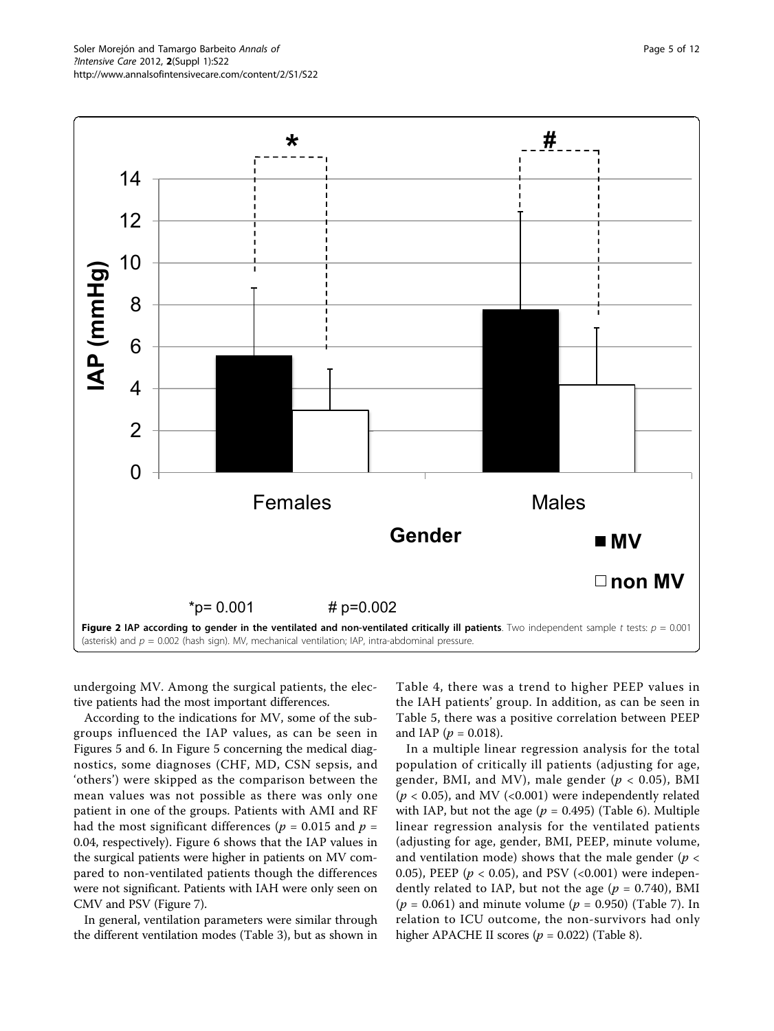**Figure 2 IAP according to gender in the ventilated and non-ventilated critically ill patients**. Two independent sample *t* tests: $p = 0.001$ (asterisk) and $p = 0.002$ (hash sign). MV, mechanical ventilation; IAP, intra-abdominal pressure.

undergoing MV. Among the surgical patients, the elective patients had the most important differences.

According to the indications for MV, some of the subgroups influenced the IAP values, as can be seen in Figures 5 and 6. In Figure 5 concerning the medical diagnostics, some diagnoses (CHF, MD, CSN sepsis, and 'others') were skipped as the comparison between the mean values was not possible as there was only one patient in one of the groups. Patients with AMI and RF had the most significant differences ($p = 0.015$ and $p = 0.04$, respectively). Figure 6 shows that the IAP values in the surgical patients were higher in patients on MV compared to non-ventilated patients though the differences were not significant. Patients with IAH were only seen on CMV and PSV (Figure 7).

In general, ventilation parameters were similar through the different ventilation modes (Table 3), but as shown in Table 4, there was a trend to higher PEEP values in the IAH patients' group. In addition, as can be seen in Table 5, there was a positive correlation between PEEP and IAP ($p = 0.018$).

In a multiple linear regression analysis for the total population of critically ill patients (adjusting for age, gender, BMI, and MV), male gender ($p < 0.05$), BMI ($p < 0.05$), and MV (<0.001) were independently related with IAP, but not the age ($p = 0.495$) (Table 6). Multiple linear regression analysis for the ventilated patients (adjusting for age, gender, BMI, PEEP, minute volume, and ventilation mode) shows that the male gender ($p < 0.05$), PEEP ($p < 0.05$), and PSV (<0.001) were independently related to IAP, but not the age ($p = 0.740$), BMI ($p = 0.061$) and minute volume ($p = 0.950$) (Table 7). In relation to ICU outcome, the non-survivors had only higher APACHE II scores ($p = 0.022$) (Table 8).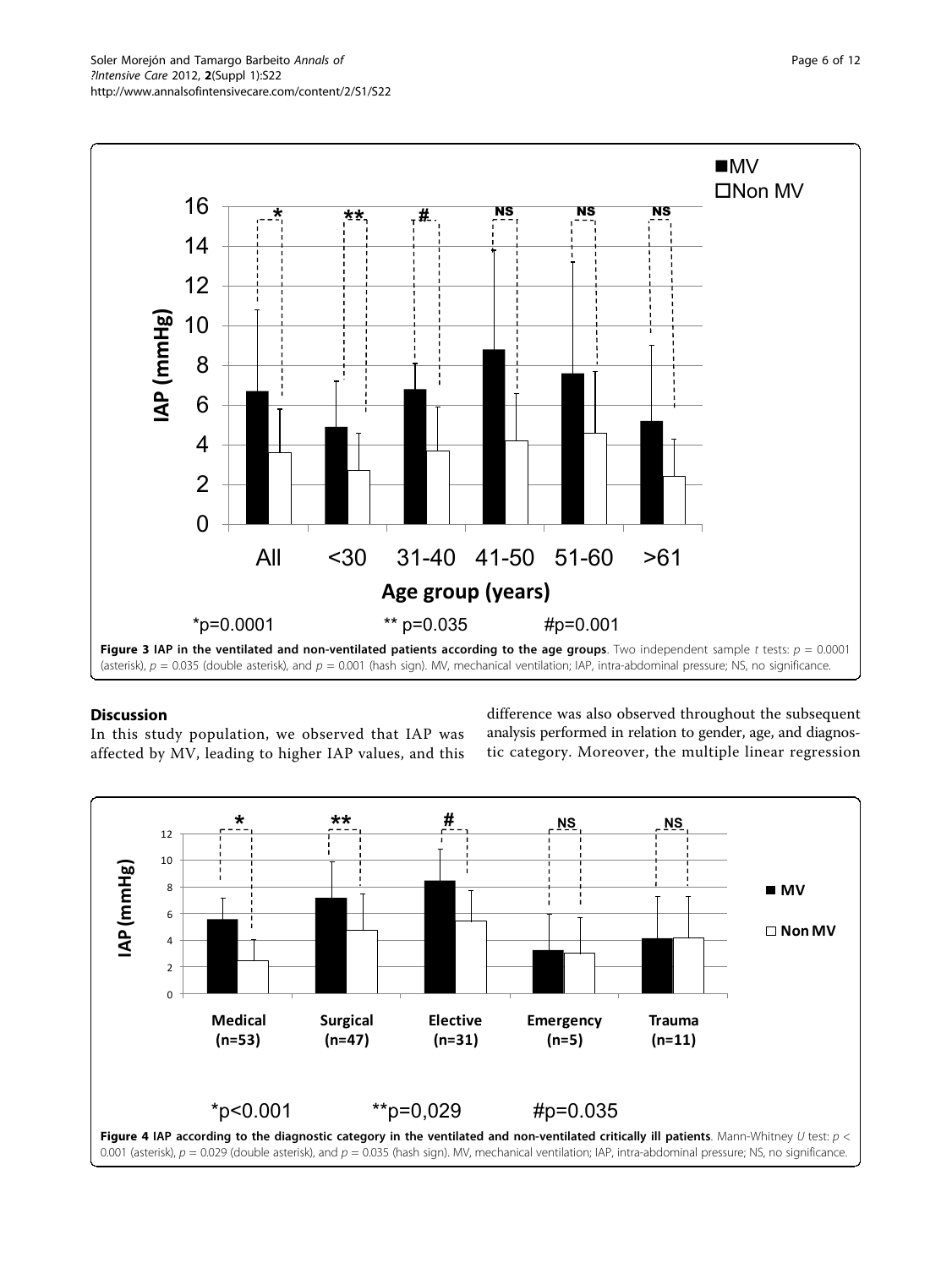Figure 3 IAP in the ventilated and non-ventilated patients according to the age groups. Two independent sample $t$ tests: $p = 0.0001$ (asterisk), $p = 0.035$ (double asterisk), and $p = 0.001$ (hash sign). MV, mechanical ventilation; IAP, intra-abdominal pressure; NS, no significance.

## Discussion

In this study population, we observed that IAP was affected by MV, leading to higher IAP values, and this difference was also observed throughout the subsequent analysis performed in relation to gender, age, and diagnostic category. Moreover, the multiple linear regression

Figure 4 IAP according to the diagnostic category in the ventilated and non-ventilated critically ill patients. Mann-Whitney $U$ test: $p < 0.001$ (asterisk), $p = 0.029$ (double asterisk), and $p = 0.035$ (hash sign). MV, mechanical ventilation; IAP, intra-abdominal pressure; NS, no significance.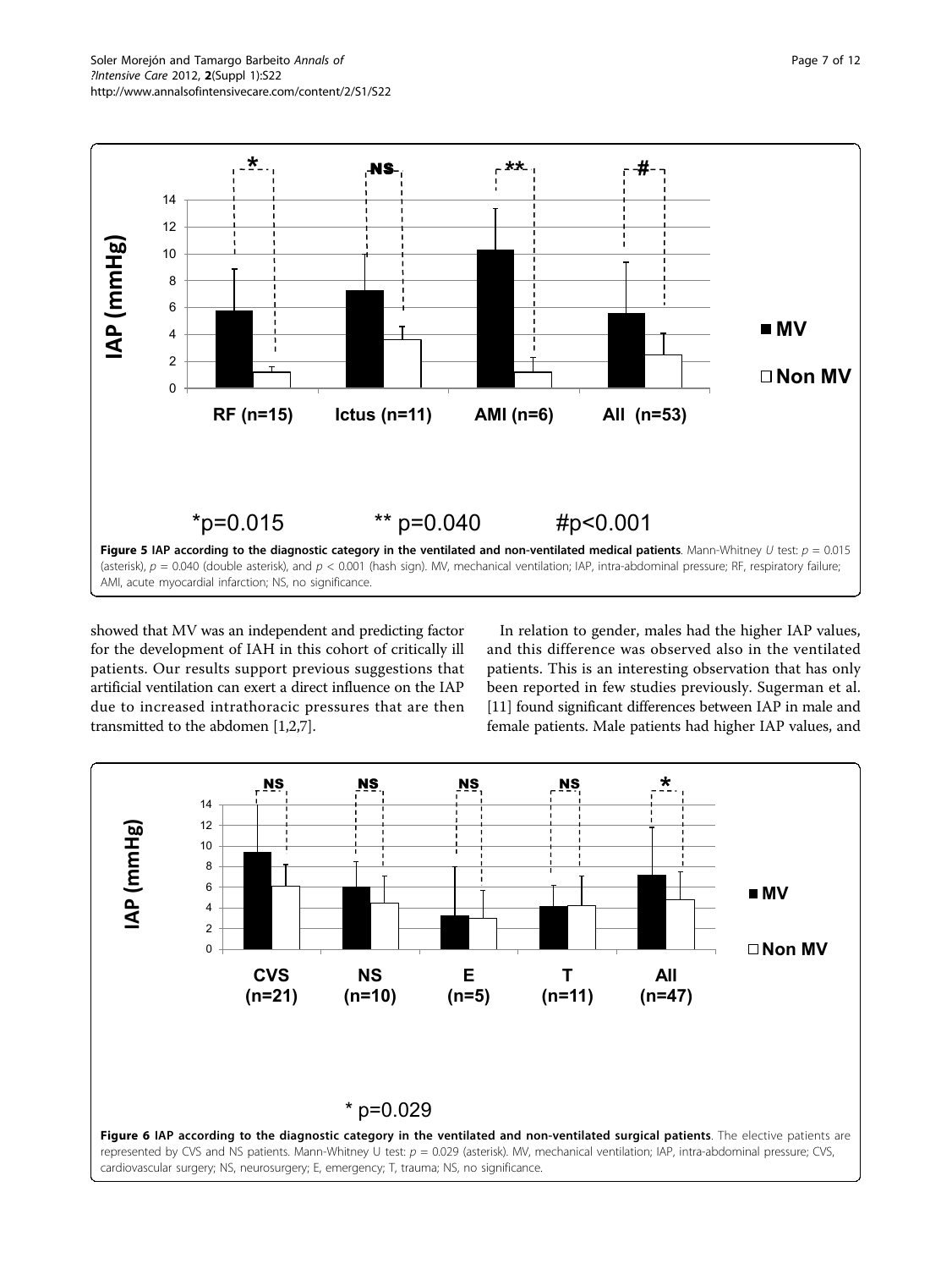Figure 5 IAP according to the diagnostic category in the ventilated and non-ventilated medical patients. Mann-Whitney *U* test: $p = 0.015$ (asterisk), $p = 0.040$ (double asterisk), and $p < 0.001$ (hash sign). MV, mechanical ventilation; IAP, intra-abdominal pressure; RF, respiratory failure; AMI, acute myocardial infarction; NS, no significance.

showed that MV was an independent and predicting factor for the development of IAH in this cohort of critically ill patients. Our results support previous suggestions that artificial ventilation can exert a direct influence on the IAP due to increased intrathoracic pressures that are then transmitted to the abdomen [1,2,7].

In relation to gender, males had the higher IAP values, and this difference was observed also in the ventilated patients. This is an interesting observation that has only been reported in few studies previously. Sugerman et al. [11] found significant differences between IAP in male and female patients. Male patients had higher IAP values, and

Figure 6 IAP according to the diagnostic category in the ventilated and non-ventilated surgical patients. The elective patients are represented by CVS and NS patients. Mann-Whitney U test: $p = 0.029$ (asterisk). MV, mechanical ventilation; IAP, intra-abdominal pressure; CVS, cardiovascular surgery; NS, neurosurgery; E, emergency; T, trauma; NS, no significance.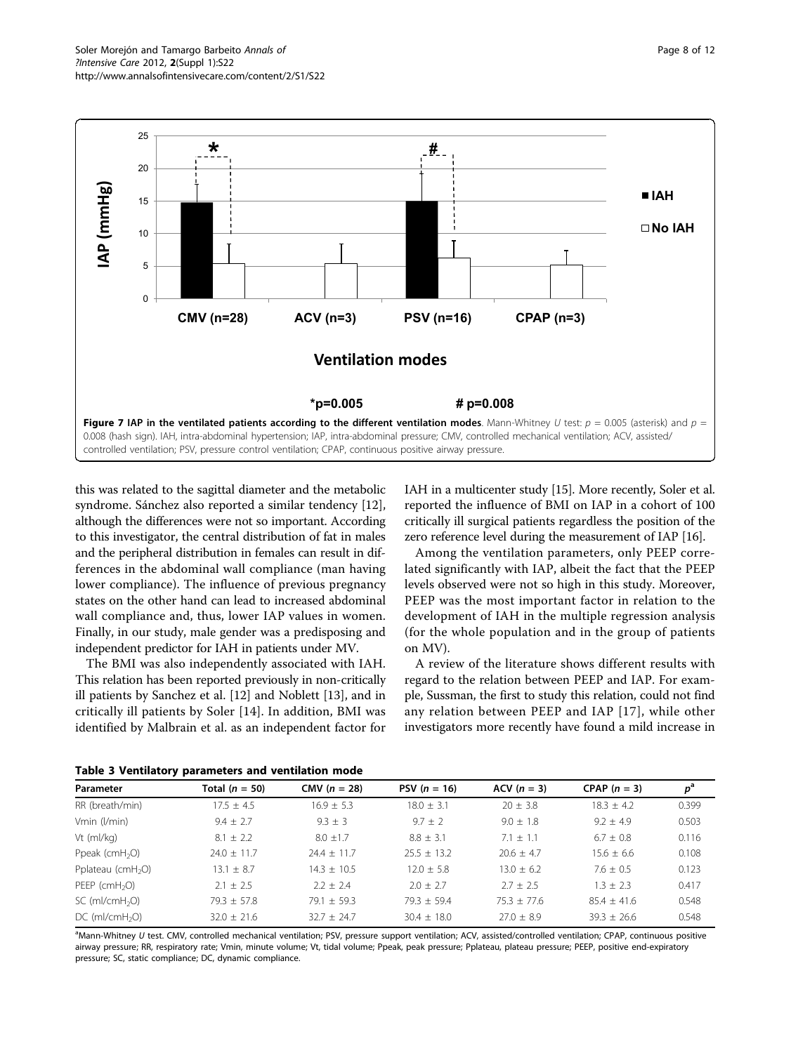**Figure 7 IAP in the ventilated patients according to the different ventilation modes**. Mann-Whitney *U* test: $p$ = 0.005 (asterisk) and $p$ = 0.008 (hash sign). IAH, intra-abdominal hypertension; IAP, intra-abdominal pressure; CMV, controlled mechanical ventilation; ACV, assisted/controlled ventilation; PSV, pressure control ventilation; CPAP, continuous positive airway pressure.

this was related to the sagittal diameter and the metabolic syndrome. Sánchez also reported a similar tendency [12], although the differences were not so important. According to this investigator, the central distribution of fat in males and the peripheral distribution in females can result in differences in the abdominal wall compliance (man having lower compliance). The influence of previous pregnancy states on the other hand can lead to increased abdominal wall compliance and, thus, lower IAP values in women. Finally, in our study, male gender was a predisposing and independent predictor for IAH in patients under MV.

The BMI was also independently associated with IAH. This relation has been reported previously in non-critically ill patients by Sanchez et al. [12] and Noblett [13], and in critically ill patients by Soler [14]. In addition, BMI was identified by Malbrain et al. as an independent factor for IAH in a multicenter study [15]. More recently, Soler et al. reported the influence of BMI on IAP in a cohort of 100 critically ill surgical patients regardless the position of the zero reference level during the measurement of IAP [16].

Among the ventilation parameters, only PEEP correlated significantly with IAP, albeit the fact that the PEEP levels observed were not so high in this study. Moreover, PEEP was the most important factor in relation to the development of IAH in the multiple regression analysis (for the whole population and in the group of patients on MV).

A review of the literature shows different results with regard to the relation between PEEP and IAP. For example, Sussman, the first to study this relation, could not find any relation between PEEP and IAP [17], while other investigators more recently have found a mild increase in

**Table 3 Ventilatory parameters and ventilation mode**

| Parameter | Total ($n$ = 50) | CMV ($n$ = 28) | PSV ($n$ = 16) | ACV ($n$ = 3) | CPAP ($n$ = 3) | $p^a$ |
|---|---|---|---|---|---|---|
| RR (breath/min) | 17.5 ± 4.5 | 16.9 ± 5.3 | 18.0 ± 3.1 | 20 ± 3.8 | 18.3 ± 4.2 | 0.399 |
| Vmin (l/min) | 9.4 ± 2.7 | 9.3 ± 3 | 9.7 ± 2 | 9.0 ± 1.8 | 9.2 ± 4.9 | 0.503 |
| Vt (ml/kg) | 8.1 ± 2.2 | 8.0 ±1.7 | 8.8 ± 3.1 | 7.1 ± 1.1 | 6.7 ± 0.8 | 0.116 |
| Ppeak (cm$H_2O$) | 24.0 ± 11.7 | 24.4 ± 11.7 | 25.5 ± 13.2 | 20.6 ± 4.7 | 15.6 ± 6.6 | 0.108 |
| Pplateau (cm$H_2O$) | 13.1 ± 8.7 | 14.3 ± 10.5 | 12.0 ± 5.8 | 13.0 ± 6.2 | 7.6 ± 0.5 | 0.123 |
| PEEP (cm$H_2O$) | 2.1 ± 2.5 | 2.2 ± 2.4 | 2.0 ± 2.7 | 2.7 ± 2.5 | 1.3 ± 2.3 | 0.417 |
| SC (ml/cm$H_2O$) | 79.3 ± 57.8 | 79.1 ± 59.3 | 79.3 ± 59.4 | 75.3 ± 77.6 | 85.4 ± 41.6 | 0.548 |
| DC (ml/cm$H_2O$) | 32.0 ± 21.6 | 32.7 ± 24.7 | 30.4 ± 18.0 | 27.0 ± 8.9 | 39.3 ± 26.6 | 0.548 |

[a]Mann-Whitney *U* test. CMV, controlled mechanical ventilation; PSV, pressure support ventilation; ACV, assisted/controlled ventilation; CPAP, continuous positive airway pressure; RR, respiratory rate; Vmin, minute volume; Vt, tidal volume; Ppeak, peak pressure; Pplateau, plateau pressure; PEEP, positive end-expiratory pressure; SC, static compliance; DC, dynamic compliance.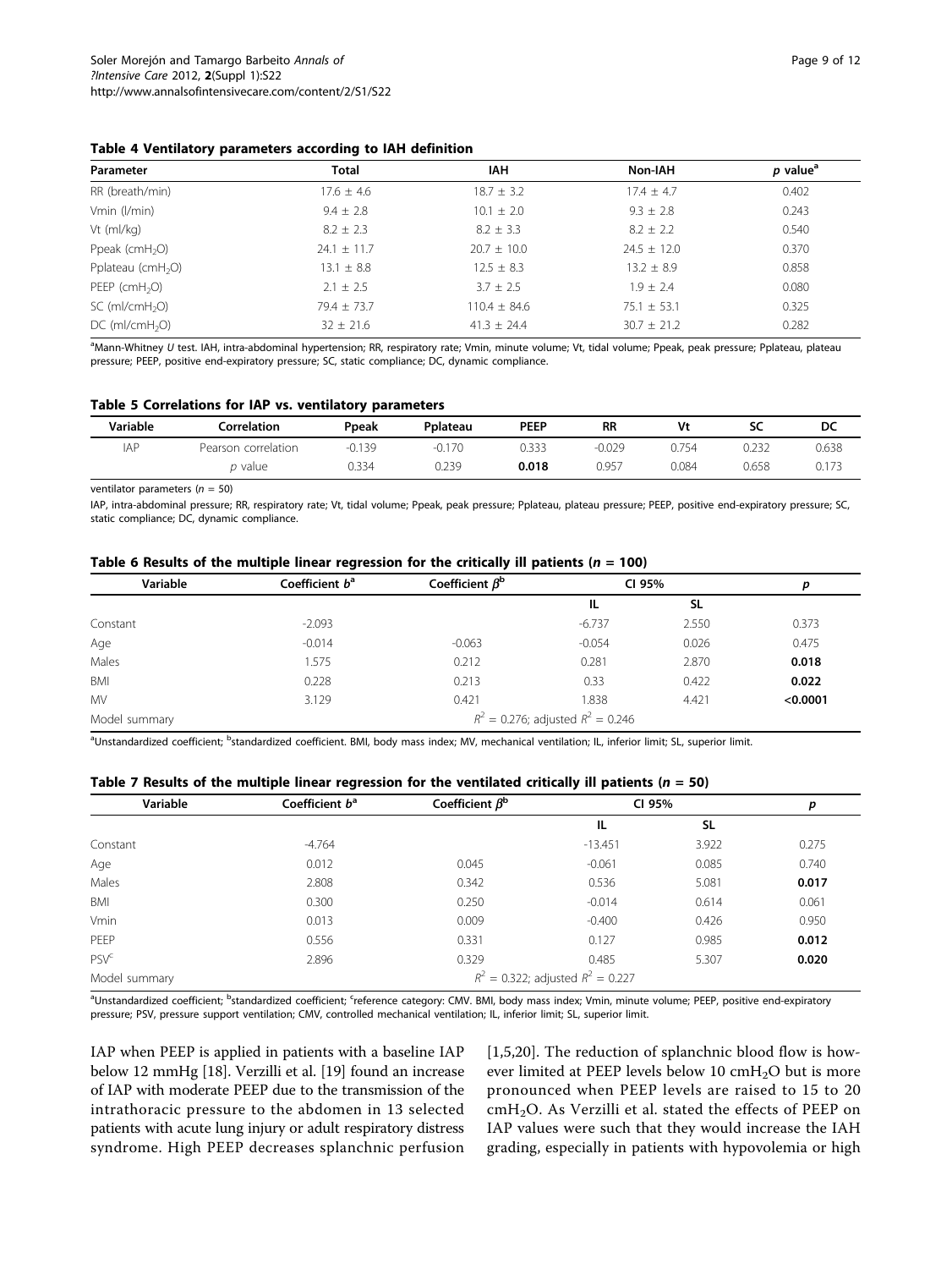**Table 4 Ventilatory parameters according to IAH definition**

| Parameter | Total | IAH | Non-IAH | $p$ value[a] |
|---|---|---|---|---|
| RR (breath/min) | 17.6 ± 4.6 | 18.7 ± 3.2 | 17.4 ± 4.7 | 0.402 |
| Vmin (l/min) | 9.4 ± 2.8 | 10.1 ± 2.0 | 9.3 ± 2.8 | 0.243 |
| Vt (ml/kg) | 8.2 ± 2.3 | 8.2 ± 3.3 | 8.2 ± 2.2 | 0.540 |
| Ppeak ($cmH_2O$) | 24.1 ± 11.7 | 20.7 ± 10.0 | 24.5 ± 12.0 | 0.370 |
| Pplateau ($cmH_2O$) | 13.1 ± 8.8 | 12.5 ± 8.3 | 13.2 ± 8.9 | 0.858 |
| PEEP ($cmH_2O$) | 2.1 ± 2.5 | 3.7 ± 2.5 | 1.9 ± 2.4 | 0.080 |
| SC (ml/$cmH_2O$) | 79.4 ± 73.7 | 110.4 ± 84.6 | 75.1 ± 53.1 | 0.325 |
| DC (ml/$cmH_2O$) | 32 ± 21.6 | 41.3 ± 24.4 | 30.7 ± 21.2 | 0.282 |

[a]Mann-Whitney *U* test. IAH, intra-abdominal hypertension; RR, respiratory rate; Vmin, minute volume; Vt, tidal volume; Ppeak, peak pressure; Pplateau, plateau pressure; PEEP, positive end-expiratory pressure; SC, static compliance; DC, dynamic compliance.

**Table 5 Correlations for IAP vs. ventilatory parameters**

| Variable | Correlation | Ppeak | Pplateau | PEEP | RR | Vt | SC | DC |
|---|---|---|---|---|---|---|---|---|
| IAP | Pearson correlation | -0.139 | -0.170 | 0.333 | -0.029 | 0.754 | 0.232 | 0.638 |
| | *p* value | 0.334 | 0.239 | **0.018** | 0.957 | 0.084 | 0.658 | 0.173 |

ventilator parameters ($n$ = 50)

IAP, intra-abdominal pressure; RR, respiratory rate; Vt, tidal volume; Ppeak, peak pressure; Pplateau, plateau pressure; PEEP, positive end-expiratory pressure; SC, static compliance; DC, dynamic compliance.

**Table 6 Results of the multiple linear regression for the critically ill patients ($n$ = 100)**

| Variable | Coefficient $b$[a] | Coefficient $\beta$[b] | CI 95% | | $p$ |
|---|---|---|---|---|---|
| | | | IL | SL | |
| Constant | -2.093 | | -6.737 | 2.550 | 0.373 |
| Age | -0.014 | -0.063 | -0.054 | 0.026 | 0.475 |
| Males | 1.575 | 0.212 | 0.281 | 2.870 | **0.018** |
| BMI | 0.228 | 0.213 | 0.33 | 0.422 | **0.022** |
| MV | 3.129 | 0.421 | 1.838 | 4.421 | **<0.0001** |
| Model summary | $R^2$ = 0.276; adjusted $R^2$ = 0.246 | | | | |

[a]Unstandardized coefficient; [b]standardized coefficient. BMI, body mass index; MV, mechanical ventilation; IL, inferior limit; SL, superior limit.

**Table 7 Results of the multiple linear regression for the ventilated critically ill patients ($n$ = 50)**

| Variable | Coefficient $b$[a] | Coefficient $\beta$[b] | CI 95% | | $p$ |
|---|---|---|---|---|---|
| | | | IL | SL | |
| Constant | -4.764 | | -13.451 | 3.922 | 0.275 |
| Age | 0.012 | 0.045 | -0.061 | 0.085 | 0.740 |
| Males | 2.808 | 0.342 | 0.536 | 5.081 | **0.017** |
| BMI | 0.300 | 0.250 | -0.014 | 0.614 | 0.061 |
| Vmin | 0.013 | 0.009 | -0.400 | 0.426 | 0.950 |
| PEEP | 0.556 | 0.331 | 0.127 | 0.985 | **0.012** |
| PSV[c] | 2.896 | 0.329 | 0.485 | 5.307 | **0.020** |
| Model summary | $R^2$ = 0.322; adjusted $R^2$ = 0.227 | | | | |

[a]Unstandardized coefficient; [b]standardized coefficient; [c]reference category: CMV. BMI, body mass index; Vmin, minute volume; PEEP, positive end-expiratory pressure; PSV, pressure support ventilation; CMV, controlled mechanical ventilation; IL, inferior limit; SL, superior limit.

IAP when PEEP is applied in patients with a baseline IAP below 12 mmHg [18]. Verzilli et al. [19] found an increase of IAP with moderate PEEP due to the transmission of the intrathoracic pressure to the abdomen in 13 selected patients with acute lung injury or adult respiratory distress syndrome. High PEEP decreases splanchnic perfusion [1,5,20]. The reduction of splanchnic blood flow is however limited at PEEP levels below 10 $cmH_2O$ but is more pronounced when PEEP levels are raised to 15 to 20 $cmH_2O$. As Verzilli et al. stated the effects of PEEP on IAP values were such that they would increase the IAH grading, especially in patients with hypovolemia or high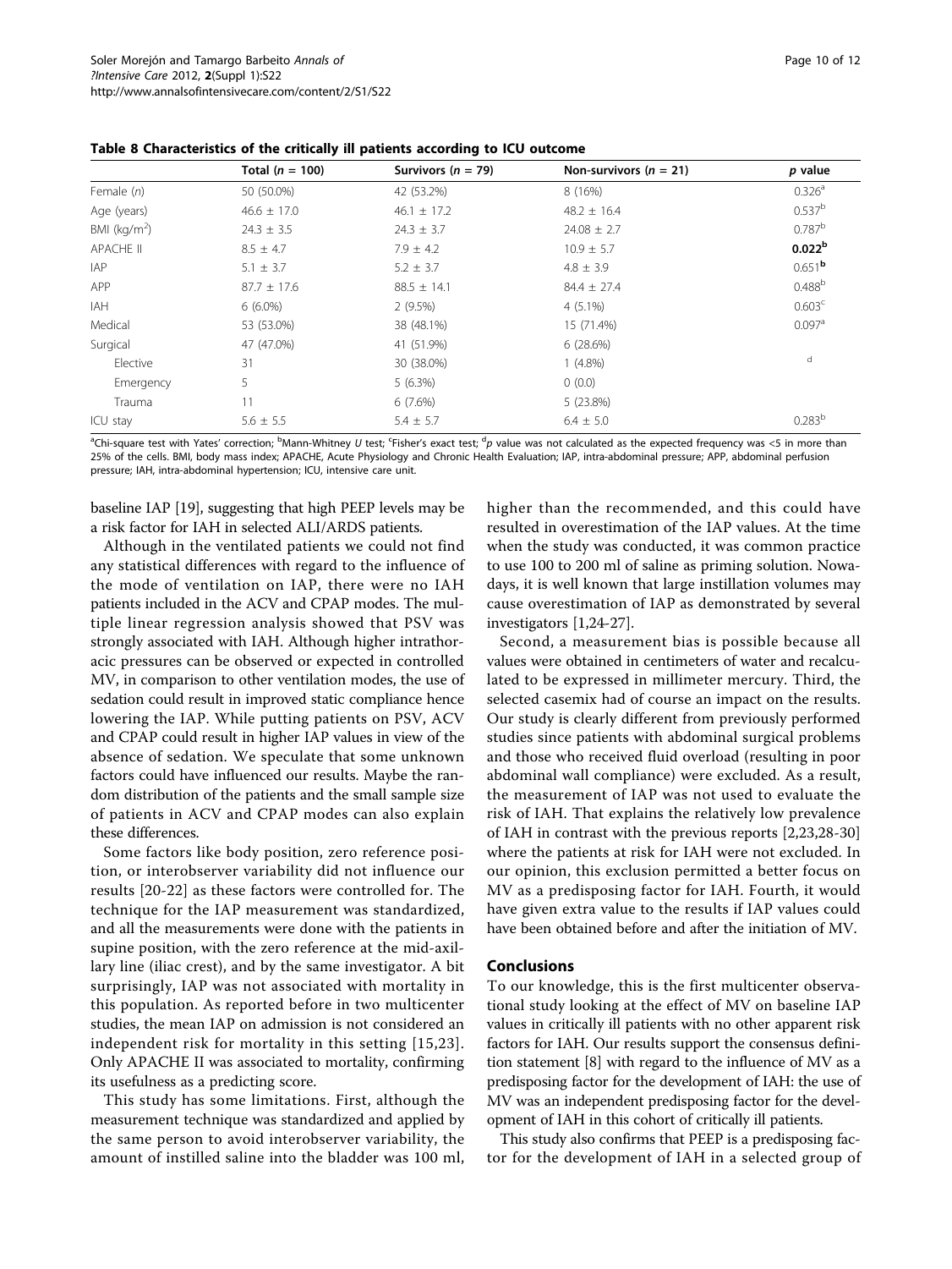**Table 8 Characteristics of the critically ill patients according to ICU outcome**

| | Total ($n$ = 100) | Survivors ($n$ = 79) | Non-survivors ($n$ = 21) | $p$ value |
|---|---|---|---|---|
| Female ($n$) | 50 (50.0%) | 42 (53.2%) | 8 (16%) | 0.326[a] |
| Age (years) | 46.6 ± 17.0 | 46.1 ± 17.2 | 48.2 ± 16.4 | 0.537[b] |
| BMI (kg/m$^2$) | 24.3 ± 3.5 | 24.3 ± 3.7 | 24.08 ± 2.7 | 0.787[b] |
| APACHE II | 8.5 ± 4.7 | 7.9 ± 4.2 | 10.9 ± 5.7 | **0.022[b]** |
| IAP | 5.1 ± 3.7 | 5.2 ± 3.7 | 4.8 ± 3.9 | 0.651[b] |
| APP | 87.7 ± 17.6 | 88.5 ± 14.1 | 84.4 ± 27.4 | 0.488[b] |
| IAH | 6 (6.0%) | 2 (9.5%) | 4 (5.1%) | 0.603[c] |
| Medical | 53 (53.0%) | 38 (48.1%) | 15 (71.4%) | 0.097[a] |
| Surgical | 47 (47.0%) | 41 (51.9%) | 6 (28.6%) | |
| Elective | 31 | 30 (38.0%) | 1 (4.8%) | d |
| Emergency | 5 | 5 (6.3%) | 0 (0.0) | |
| Trauma | 11 | 6 (7.6%) | 5 (23.8%) | |
| ICU stay | 5.6 ± 5.5 | 5.4 ± 5.7 | 6.4 ± 5.0 | 0.283[b] |

[a]Chi-square test with Yates' correction; [b]Mann-Whitney $U$ test; [c]Fisher's exact test; [d]$p$ value was not calculated as the expected frequency was <5 in more than 25% of the cells. BMI, body mass index; APACHE, Acute Physiology and Chronic Health Evaluation; IAP, intra-abdominal pressure; APP, abdominal perfusion pressure; IAH, intra-abdominal hypertension; ICU, intensive care unit.

baseline IAP [19], suggesting that high PEEP levels may be a risk factor for IAH in selected ALI/ARDS patients.

Although in the ventilated patients we could not find any statistical differences with regard to the influence of the mode of ventilation on IAP, there were no IAH patients included in the ACV and CPAP modes. The multiple linear regression analysis showed that PSV was strongly associated with IAH. Although higher intrathoracic pressures can be observed or expected in controlled MV, in comparison to other ventilation modes, the use of sedation could result in improved static compliance hence lowering the IAP. While putting patients on PSV, ACV and CPAP could result in higher IAP values in view of the absence of sedation. We speculate that some unknown factors could have influenced our results. Maybe the random distribution of the patients and the small sample size of patients in ACV and CPAP modes can also explain these differences.

Some factors like body position, zero reference position, or interobserver variability did not influence our results [20-22] as these factors were controlled for. The technique for the IAP measurement was standardized, and all the measurements were done with the patients in supine position, with the zero reference at the mid-axillary line (iliac crest), and by the same investigator. A bit surprisingly, IAP was not associated with mortality in this population. As reported before in two multicenter studies, the mean IAP on admission is not considered an independent risk for mortality in this setting [15,23]. Only APACHE II was associated to mortality, confirming its usefulness as a predicting score.

This study has some limitations. First, although the measurement technique was standardized and applied by the same person to avoid interobserver variability, the amount of instilled saline into the bladder was 100 ml, higher than the recommended, and this could have resulted in overestimation of the IAP values. At the time when the study was conducted, it was common practice to use 100 to 200 ml of saline as priming solution. Nowadays, it is well known that large instillation volumes may cause overestimation of IAP as demonstrated by several investigators [1,24-27].

Second, a measurement bias is possible because all values were obtained in centimeters of water and recalculated to be expressed in millimeter mercury. Third, the selected casemix had of course an impact on the results. Our study is clearly different from previously performed studies since patients with abdominal surgical problems and those who received fluid overload (resulting in poor abdominal wall compliance) were excluded. As a result, the measurement of IAP was not used to evaluate the risk of IAH. That explains the relatively low prevalence of IAH in contrast with the previous reports [2,23,28-30] where the patients at risk for IAH were not excluded. In our opinion, this exclusion permitted a better focus on MV as a predisposing factor for IAH. Fourth, it would have given extra value to the results if IAP values could have been obtained before and after the initiation of MV.

## Conclusions

To our knowledge, this is the first multicenter observational study looking at the effect of MV on baseline IAP values in critically ill patients with no other apparent risk factors for IAH. Our results support the consensus definition statement [8] with regard to the influence of MV as a predisposing factor for the development of IAH: the use of MV was an independent predisposing factor for the development of IAH in this cohort of critically ill patients.

This study also confirms that PEEP is a predisposing factor for the development of IAH in a selected group of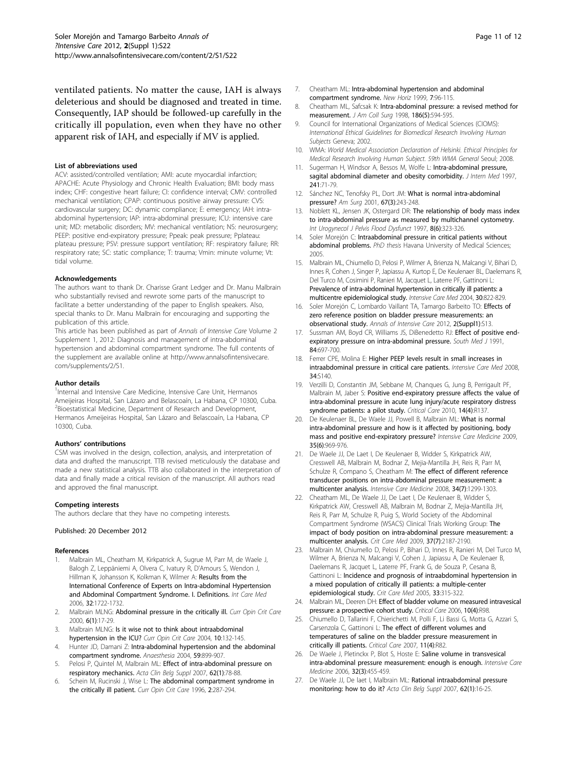ventilated patients. No matter the cause, IAH is always deleterious and should be diagnosed and treated in time. Consequently, IAP should be followed-up carefully in the critically ill population, even when they have no other apparent risk of IAH, and especially if MV is applied.

#### List of abbreviations used

ACV: assisted/controlled ventilation; AMI: acute myocardial infarction; APACHE: Acute Physiology and Chronic Health Evaluation; BMI: body mass index; CHF: congestive heart failure; CI: confidence interval; CMV: controlled mechanical ventilation; CPAP: continuous positive airway pressure: CVS: cardiovascular surgery; DC: dynamic compliance; E: emergency; IAH: intra-abdominal hypertension; IAP: intra-abdominal pressure; ICU: intensive care unit; MD: metabolic disorders; MV: mechanical ventilation; NS: neurosurgery; PEEP: positive end-expiratory pressure; Ppeak: peak pressure; Pplateau: plateau pressure; PSV: pressure support ventilation; RF: respiratory failure; RR: respiratory rate; SC: static compliance; T: trauma; Vmin: minute volume; Vt: tidal volume.

#### Acknowledgements

The authors want to thank Dr. Charisse Grant Ledger and Dr. Manu Malbrain who substantially revised and rewrote some parts of the manuscript to facilitate a better understanding of the paper to English speakers. Also, special thanks to Dr. Manu Malbrain for encouraging and supporting the publication of this article.

This article has been published as part of *Annals of Intensive Care* Volume 2 Supplement 1, 2012: Diagnosis and management of intra-abdominal hypertension and abdominal compartment syndrome. The full contents of the supplement are available online at http://www.annalsofintensivecare.com/supplements/2/S1.

#### Author details

[1]Internal and Intensive Care Medicine, Intensive Care Unit, Hermanos Ameijeiras Hospital, San Lázaro and Belascoaín, La Habana, CP 10300, Cuba. [2]Bioestatistical Medicine, Department of Research and Development, Hermanos Ameijeiras Hospital, San Lázaro and Belascoaín, La Habana, CP 10300, Cuba.

#### Authors' contributions

CSM was involved in the design, collection, analysis, and interpretation of data and drafted the manuscript. TTB revised meticulously the database and made a new statistical analysis. TTB also collaborated in the interpretation of data and finally made a critical revision of the manuscript. All authors read and approved the final manuscript.

#### Competing interests

The authors declare that they have no competing interests.

Published: 20 December 2012

#### References

1. Malbrain ML, Cheatham M, Kirkpatrick A, Sugrue M, Parr M, de Waele J, Balogh Z, Leppäniemi A, Olvera C, Ivatury R, D'Amours S, Wendon J, Hillman K, Johansson K, Kolkman K, Wilmer A: **Results from the International Conference of Experts on Intra-abdominal Hypertension and Abdominal Compartment Syndrome. I. Definitions.** *Int Care Med* 2006, **32**:1722-1732.
2. Malbrain MLNG: **Abdominal pressure in the critically ill.** *Curr Opin Crit Care* 2000, **6(1)**:17-29.
3. Malbrain MLNG: **Is it wise not to think about intraabdominal hypertension in the ICU?** *Curr Opin Crit Care* 2004, **10**:132-145.
4. Hunter JD, Damani Z: **Intra-abdominal hypertension and the abdominal compartment syndrome.** *Anaesthesia* 2004, **59**:899-907.
5. Pelosi P, Quintel M, Malbrain ML: **Effect of intra-abdominal pressure on respiratory mechanics.** *Acta Clin Belg Suppl* 2007, **62(1)**:78-88.
6. Schein M, Rucinski J, Wise L: **The abdominal compartment syndrome in the critically ill patient.** *Curr Opin Crit Care* 1996, **2**:287-294.
7. Cheatham ML: **Intra-abdominal hypertension and abdominal compartment syndrome.** *New Horiz* 1999, **7**:96-115.
8. Cheatham ML, Safcsak K: **Intra-abdominal pressure: a revised method for measurement.** *J Am Coll Surg* 1998, **186(5)**:594-595.
9. Council for International Organizations of Medical Sciences (CIOMS): *International Ethical Guidelines for Biomedical Research Involving Human Subjects* Geneva; 2002.
10. WMA: *World Medical Association Declaration of Helsinki. Ethical Principles for Medical Research Involving Human Subject. 59th WMA General* Seoul; 2008.
11. Sugerman H, Windsor A, Bessos M, Wolfe L: **Intra-abdominal pressure, sagital abdominal diameter and obesity comorbidity.** *J Intern Med* 1997, **241**:71-79.
12. Sánchez NC, Tenofsky PL, Dort JM: **What is normal intra-abdominal pressure?** *Am Surg* 2001, **67(3)**:243-248.
13. Noblett KL, Jensen JK, Ostergard DR: **The relationship of body mass index to intra-abdominal pressure as measured by multichannel cystometry.** *Int Urogynecol J Pelvis Flood Dysfunct* 1997, **8(6)**:323-326.
14. Soler Morejón C: **Intraabdominal pressure in critical patients without abdominal problems.** *PhD thesis* Havana University of Medical Sciences; 2005.
15. Malbrain ML, Chiumello D, Pelosi P, Wilmer A, Brienza N, Malcangi V, Bihari D, Innes R, Cohen J, Singer P, Japiassu A, Kurtop E, De Keulenaer BL, Daelemans R, Del Turco M, Cosimini P, Ranieri M, Jacquet L, Laterre PF, Gattinoni L: **Prevalence of intra-abdominal hypertension in critically ill patients: a multicentre epidemiological study.** *Intensive Care Med* 2004, **30**:822-829.
16. Soler Morejón C, Lombardo Vaillant TA, Tamargo Barbeito TO: **Effects of zero reference position on bladder pressure measurements: an observational study.** *Annals of Intensive Care* 2012, **2(Suppl1)**:S13.
17. Sussman AM, Boyd CR, Williams JS, DiBenedetto RJ: **Effect of positive end-expiratory pressure on intra-abdominal pressure.** *South Med J* 1991, **84**:697-700.
18. Ferrer CPE, Molina E: **Higher PEEP levels result in small increases in intraabdominal pressure in critical care patients.** *Intensive Care Med* 2008, **34**:S140.
19. Verzilli D, Constantin JM, Sebbane M, Chanques G, Jung B, Perrigault PF, Malbrain M, Jaber S: **Positive end-expiratory pressure affects the value of intra-abdominal pressure in acute lung injury/acute respiratory distress syndrome patients: a pilot study.** *Critical Care* 2010, **14(4)**:R137.
20. De Keulenaer BL, De Waele JJ, Powell B, Malbrain ML: **What is normal intra-abdominal pressure and how is it affected by positioning, body mass and positive end-expiratory pressure?** *Intensive Care Medicine* 2009, **35(6)**:969-976.
21. De Waele JJ, De Laet I, De Keulenaer B, Widder S, Kirkpatrick AW, Cresswell AB, Malbrain M, Bodnar Z, Mejia-Mantilla JH, Reis R, Parr M, Schulze R, Compano S, Cheatham M: **The effect of different reference transducer positions on intra-abdominal pressure measurement: a multicenter analysis.** *Intensive Care Medicine* 2008, **34(7)**:1299-1303.
22. Cheatham ML, De Waele JJ, De Laet I, De Keulenaer B, Widder S, Kirkpatrick AW, Cresswell AB, Malbrain M, Bodnar Z, Mejia-Mantilla JH, Reis R, Parr M, Schulze R, Puig S, World Society of the Abdominal Compartment Syndrome (WSACS) Clinical Trials Working Group: **The impact of body position on intra-abdominal pressure measurement: a multicenter analysis.** *Crit Care Med* 2009, **37(7)**:2187-2190.
23. Malbrain M, Chiumello D, Pelosi P, Bihari D, Innes R, Ranieri M, Del Turco M, Wilmer A, Brienza N, Malcangi V, Cohen J, Japiassu A, De Keulenaer B, Daelemans R, Jacquet L, Laterre PF, Frank G, de Souza P, Cesana B, Gattinoni L: **Incidence and prognosis of intraabdominal hypertension in a mixed population of critically ill patients: a multiple-center epidemiological study.** *Crit Care Med* 2005, **33**:315-322.
24. Malbrain ML, Deeren DH: **Effect of bladder volume on measured intravesical pressure: a prospective cohort study.** *Critical Care* 2006, **10(4)**:R98.
25. Chiumello D, Tallarini F, Chierichetti M, Polli F, Li Bassi G, Motta G, Azzari S, Carsenzola C, Gattinoni L: **The effect of different volumes and temperatures of saline on the bladder pressure measurement in critically ill patients.** *Critical Care* 2007, **11(4)**:R82.
26. De Waele J, Pletinckx P, Blot S, Hoste E: **Saline volume in transvesical intra-abdominal pressure measurement: enough is enough.** *Intensive Care Medicine* 2006, **32(3)**:455-459.
27. De Waele JJ, De laet I, Malbrain ML: **Rational intraabdominal pressure monitoring: how to do it?** *Acta Clin Belg Suppl* 2007, **62(1)**:16-25.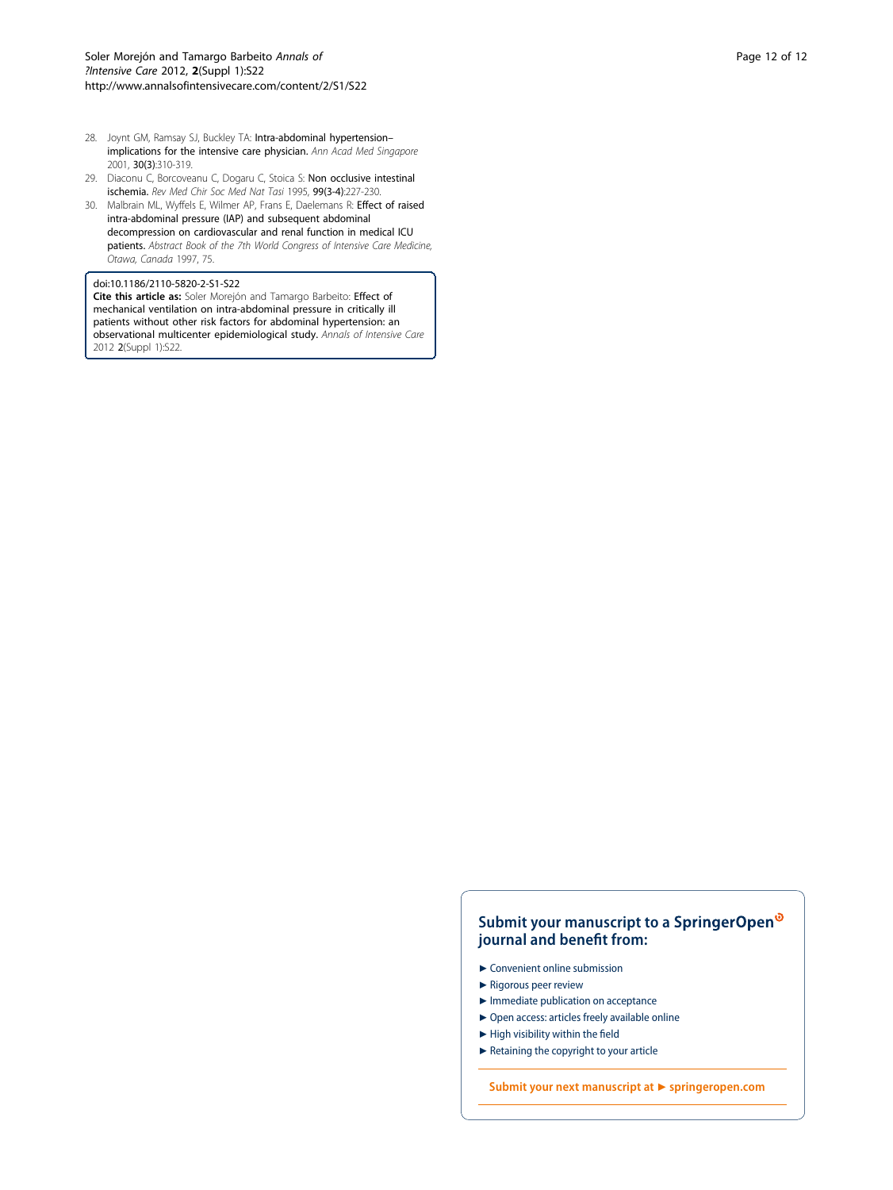28. Joynt GM, Ramsay SJ, Buckley TA: **Intra-abdominal hypertension–implications for the intensive care physician.** *Ann Acad Med Singapore* 2001, **30(3)**:310-319.
29. Diaconu C, Borcoveanu C, Dogaru C, Stoica S: **Non occlusive intestinal ischemia.** *Rev Med Chir Soc Med Nat Tasi* 1995, **99(3-4)**:227-230.
30. Malbrain ML, Wyffels E, Wilmer AP, Frans E, Daelemans R: **Effect of raised intra-abdominal pressure (IAP) and subsequent abdominal decompression on cardiovascular and renal function in medical ICU patients.** *Abstract Book of the 7th World Congress of Intensive Care Medicine, Otawa, Canada* 1997, 75.

doi:10.1186/2110-5820-2-S1-S22
**Cite this article as:** Soler Morejón and Tamargo Barbeito: **Effect of mechanical ventilation on intra-abdominal pressure in critically ill patients without other risk factors for abdominal hypertension: an observational multicenter epidemiological study.** *Annals of Intensive Care* 2012 **2**(Suppl 1):S22.

**Submit your manuscript to a SpringerOpen journal and benefit from:**

- ► Convenient online submission
- ► Rigorous peer review
- ► Immediate publication on acceptance
- ► Open access: articles freely available online
- ► High visibility within the field
- ► Retaining the copyright to your article

**Submit your next manuscript at ► springeropen.com**